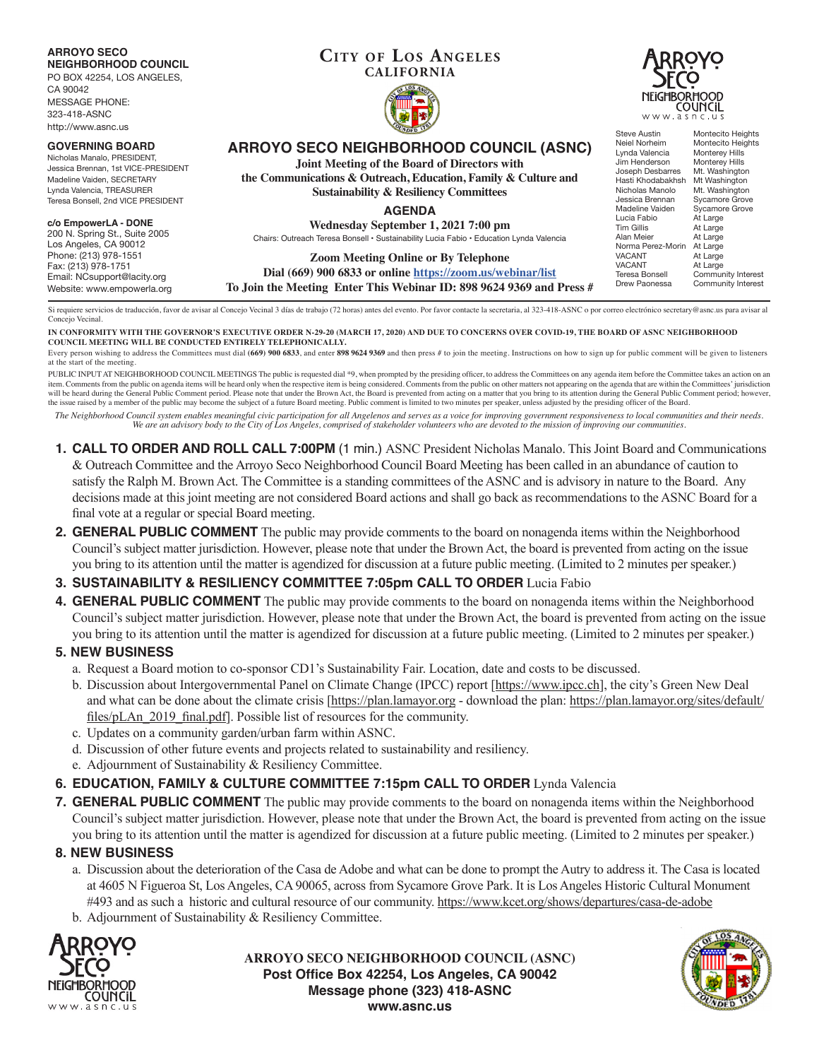**ARROYO SECO NEIGHBORHOOD COUNCIL**
PO BOX 42254, LOS ANGELES, CA 90042
MESSAGE PHONE: 323-418-ASNC
http://www.asnc.us

**GOVERNING BOARD**
Nicholas Manalo, PRESIDENT,
Jessica Brennan, 1st VICE-PRESIDENT
Madeline Vaiden, SECRETARY
Lynda Valencia, TREASURER
Teresa Bonsell, 2nd VICE PRESIDENT

**c/o EmpowerLA - DONE**
200 N. Spring St., Suite 2005
Los Angeles, CA 90012
Phone: (213) 978-1551
Fax: (213) 978-1751
Email: NCsupport@lacity.org
Website: www.empowerla.org

**CITY OF LOS ANGELES**
**CALIFORNIA**

| | |
|---|---|
| Steve Austin | Montecito Heights |
| Neiel Norheim | Montecito Heights |
| Lynda Valencia | Monterey Hills |
| Jim Henderson | Monterey Hills |
| Joseph Desbarres | Mt. Washington |
| Hasti Khodabakhsh | Mt Washington |
| Nicholas Manolo | Mt. Washington |
| Jessica Brennan | Sycamore Grove |
| Madeline Vaiden | Sycamore Grove |
| Lucia Fabio | At Large |
| Tim Gillis | At Large |
| Alan Meier | At Large |
| Norma Perez-Morin | At Large |
| VACANT | At Large |
| VACANT | At Large |
| Teresa Bonsell | Community Interest |
| Drew Paonessa | Community Interest |

# ARROYO SECO NEIGHBORHOOD COUNCIL (ASNC)

**Joint Meeting of the Board of Directors with the Communications & Outreach, Education, Family & Culture and Sustainability & Resiliency Committees**

## AGENDA

**Wednesday September 1, 2021 7:00 pm**

Chairs: Outreach Teresa Bonsell • Sustainability Lucia Fabio • Education Lynda Valencia

**Zoom Meeting Online or By Telephone**
**Dial (669) 900 6833 or online https://zoom.us/webinar/list**
**To Join the Meeting Enter This Webinar ID: 898 9624 9369 and Press #**

Si requiere servicios de traducción, favor de avisar al Concejo Vecinal 3 días de trabajo (72 horas) antes del evento. Por favor contacte la secretaria, al 323-418-ASNC o por correo electrónico secretary@asnc.us para avisar al Concejo Vecinal.

**IN CONFORMITY WITH THE GOVERNOR'S EXECUTIVE ORDER N-29-20 (MARCH 17, 2020) AND DUE TO CONCERNS OVER COVID-19, THE BOARD OF ASNC NEIGHBORHOOD COUNCIL MEETING WILL BE CONDUCTED ENTIRELY TELEPHONICALLY.**

Every person wishing to address the Committees must dial **(669) 900 6833**, and enter **898 9624 9369** and then press # to join the meeting. Instructions on how to sign up for public comment will be given to listeners at the start of the meeting.

PUBLIC INPUT AT NEIGHBORHOOD COUNCIL MEETINGS The public is requested dial *9, when prompted by the presiding officer, to address the Committees on any agenda item before the Committee takes an action on an item. Comments from the public on agenda items will be heard only when the respective item is being considered. Comments from the public on other matters not appearing on the agenda that are within the Committees' jurisdiction will be heard during the General Public Comment period. Please note that under the Brown Act, the Board is prevented from acting on a matter that you bring to its attention during the General Public Comment period; however, the issue raised by a member of the public may become the subject of a future Board meeting. Public comment is limited to two minutes per speaker, unless adjusted by the presiding officer of the Board.

*The Neighborhood Council system enables meaningful civic participation for all Angelenos and serves as a voice for improving government responsiveness to local communities and their needs. We are an advisory body to the City of Los Angeles, comprised of stakeholder volunteers who are devoted to the mission of improving our communities.*

1. **CALL TO ORDER AND ROLL CALL 7:00PM** (1 min.) ASNC President Nicholas Manalo. This Joint Board and Communications & Outreach Committee and the Arroyo Seco Neighborhood Council Board Meeting has been called in an abundance of caution to satisfy the Ralph M. Brown Act. The Committee is a standing committees of the ASNC and is advisory in nature to the Board. Any decisions made at this joint meeting are not considered Board actions and shall go back as recommendations to the ASNC Board for a final vote at a regular or special Board meeting.
2. **GENERAL PUBLIC COMMENT** The public may provide comments to the board on nonagenda items within the Neighborhood Council's subject matter jurisdiction. However, please note that under the Brown Act, the board is prevented from acting on the issue you bring to its attention until the matter is agendized for discussion at a future public meeting. (Limited to 2 minutes per speaker.)
3. **SUSTAINABILITY & RESILIENCY COMMITTEE 7:05pm CALL TO ORDER** Lucia Fabio
4. **GENERAL PUBLIC COMMENT** The public may provide comments to the board on nonagenda items within the Neighborhood Council's subject matter jurisdiction. However, please note that under the Brown Act, the board is prevented from acting on the issue you bring to its attention until the matter is agendized for discussion at a future public meeting. (Limited to 2 minutes per speaker.)
5. **NEW BUSINESS**
   a. Request a Board motion to co-sponsor CD1's Sustainability Fair. Location, date and costs to be discussed.
   b. Discussion about Intergovernmental Panel on Climate Change (IPCC) report [https://www.ipcc.ch], the city's Green New Deal and what can be done about the climate crisis [https://plan.lamayor.org - download the plan: https://plan.lamayor.org/sites/default/files/pLAn_2019_final.pdf]. Possible list of resources for the community.
   c. Updates on a community garden/urban farm within ASNC.
   d. Discussion of other future events and projects related to sustainability and resiliency.
   e. Adjournment of Sustainability & Resiliency Committee.
6. **EDUCATION, FAMILY & CULTURE COMMITTEE 7:15pm CALL TO ORDER** Lynda Valencia
7. **GENERAL PUBLIC COMMENT** The public may provide comments to the board on nonagenda items within the Neighborhood Council's subject matter jurisdiction. However, please note that under the Brown Act, the board is prevented from acting on the issue you bring to its attention until the matter is agendized for discussion at a future public meeting. (Limited to 2 minutes per speaker.)
8. **NEW BUSINESS**
   a. Discussion about the deterioration of the Casa de Adobe and what can be done to prompt the Autry to address it. The Casa is located at 4605 N Figueroa St, Los Angeles, CA 90065, across from Sycamore Grove Park. It is Los Angeles Historic Cultural Monument #493 and as such a historic and cultural resource of our community. https://www.kcet.org/shows/departures/casa-de-adobe
   b. Adjournment of Sustainability & Resiliency Committee.

**ARROYO SECO NEIGHBORHOOD COUNCIL (ASNC)**
**Post Office Box 42254, Los Angeles, CA 90042**
**Message phone (323) 418-ASNC**
**www.asnc.us**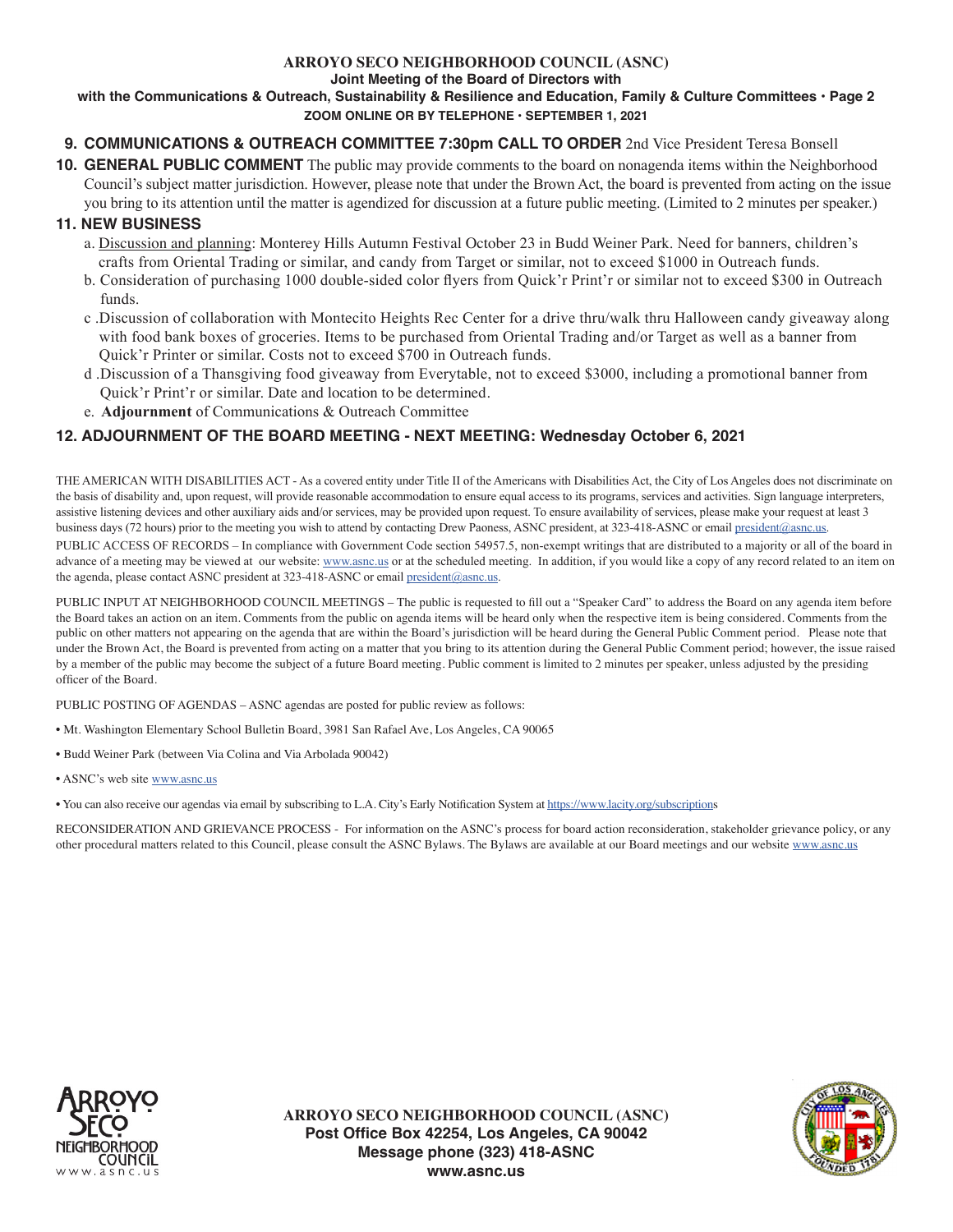**ARROYO SECO NEIGHBORHOOD COUNCIL (ASNC)**
**Joint Meeting of the Board of Directors with**
**with the Communications & Outreach, Sustainability & Resilience and Education, Family & Culture Committees • Page 2**
**ZOOM ONLINE OR BY TELEPHONE • SEPTEMBER 1, 2021**

**9. COMMUNICATIONS & OUTREACH COMMITTEE 7:30pm CALL TO ORDER** 2nd Vice President Teresa Bonsell

**10. GENERAL PUBLIC COMMENT** The public may provide comments to the board on nonagenda items within the Neighborhood Council's subject matter jurisdiction. However, please note that under the Brown Act, the board is prevented from acting on the issue you bring to its attention until the matter is agendized for discussion at a future public meeting. (Limited to 2 minutes per speaker.)

**11. NEW BUSINESS**

a. Discussion and planning: Monterey Hills Autumn Festival October 23 in Budd Weiner Park. Need for banners, children's crafts from Oriental Trading or similar, and candy from Target or similar, not to exceed $1000 in Outreach funds.

b. Consideration of purchasing 1000 double-sided color flyers from Quick'r Print'r or similar not to exceed $300 in Outreach funds.

c .Discussion of collaboration with Montecito Heights Rec Center for a drive thru/walk thru Halloween candy giveaway along with food bank boxes of groceries. Items to be purchased from Oriental Trading and/or Target as well as a banner from Quick'r Printer or similar. Costs not to exceed $700 in Outreach funds.

d .Discussion of a Thansgiving food giveaway from Everytable, not to exceed $3000, including a promotional banner from Quick'r Print'r or similar. Date and location to be determined.

e. **Adjournment** of Communications & Outreach Committee

**12. ADJOURNMENT OF THE BOARD MEETING - NEXT MEETING: Wednesday October 6, 2021**

THE AMERICAN WITH DISABILITIES ACT - As a covered entity under Title II of the Americans with Disabilities Act, the City of Los Angeles does not discriminate on the basis of disability and, upon request, will provide reasonable accommodation to ensure equal access to its programs, services and activities. Sign language interpreters, assistive listening devices and other auxiliary aids and/or services, may be provided upon request. To ensure availability of services, please make your request at least 3 business days (72 hours) prior to the meeting you wish to attend by contacting Drew Paoness, ASNC president, at 323-418-ASNC or email president@asnc.us.

PUBLIC ACCESS OF RECORDS – In compliance with Government Code section 54957.5, non-exempt writings that are distributed to a majority or all of the board in advance of a meeting may be viewed at our website: www.asnc.us or at the scheduled meeting. In addition, if you would like a copy of any record related to an item on the agenda, please contact ASNC president at 323-418-ASNC or email president@asnc.us.

PUBLIC INPUT AT NEIGHBORHOOD COUNCIL MEETINGS – The public is requested to fill out a "Speaker Card" to address the Board on any agenda item before the Board takes an action on an item. Comments from the public on agenda items will be heard only when the respective item is being considered. Comments from the public on other matters not appearing on the agenda that are within the Board's jurisdiction will be heard during the General Public Comment period. Please note that under the Brown Act, the Board is prevented from acting on a matter that you bring to its attention during the General Public Comment period; however, the issue raised by a member of the public may become the subject of a future Board meeting. Public comment is limited to 2 minutes per speaker, unless adjusted by the presiding officer of the Board.

PUBLIC POSTING OF AGENDAS – ASNC agendas are posted for public review as follows:

- Mt. Washington Elementary School Bulletin Board, 3981 San Rafael Ave, Los Angeles, CA 90065
- Budd Weiner Park (between Via Colina and Via Arbolada 90042)
- ASNC's web site www.asnc.us
- You can also receive our agendas via email by subscribing to L.A. City's Early Notification System at https://www.lacity.org/subscriptions

RECONSIDERATION AND GRIEVANCE PROCESS - For information on the ASNC's process for board action reconsideration, stakeholder grievance policy, or any other procedural matters related to this Council, please consult the ASNC Bylaws. The Bylaws are available at our Board meetings and our website www.asnc.us

**ARROYO SECO NEIGHBORHOOD COUNCIL (ASNC)**
**Post Office Box 42254, Los Angeles, CA 90042**
**Message phone (323) 418-ASNC**
**www.asnc.us**